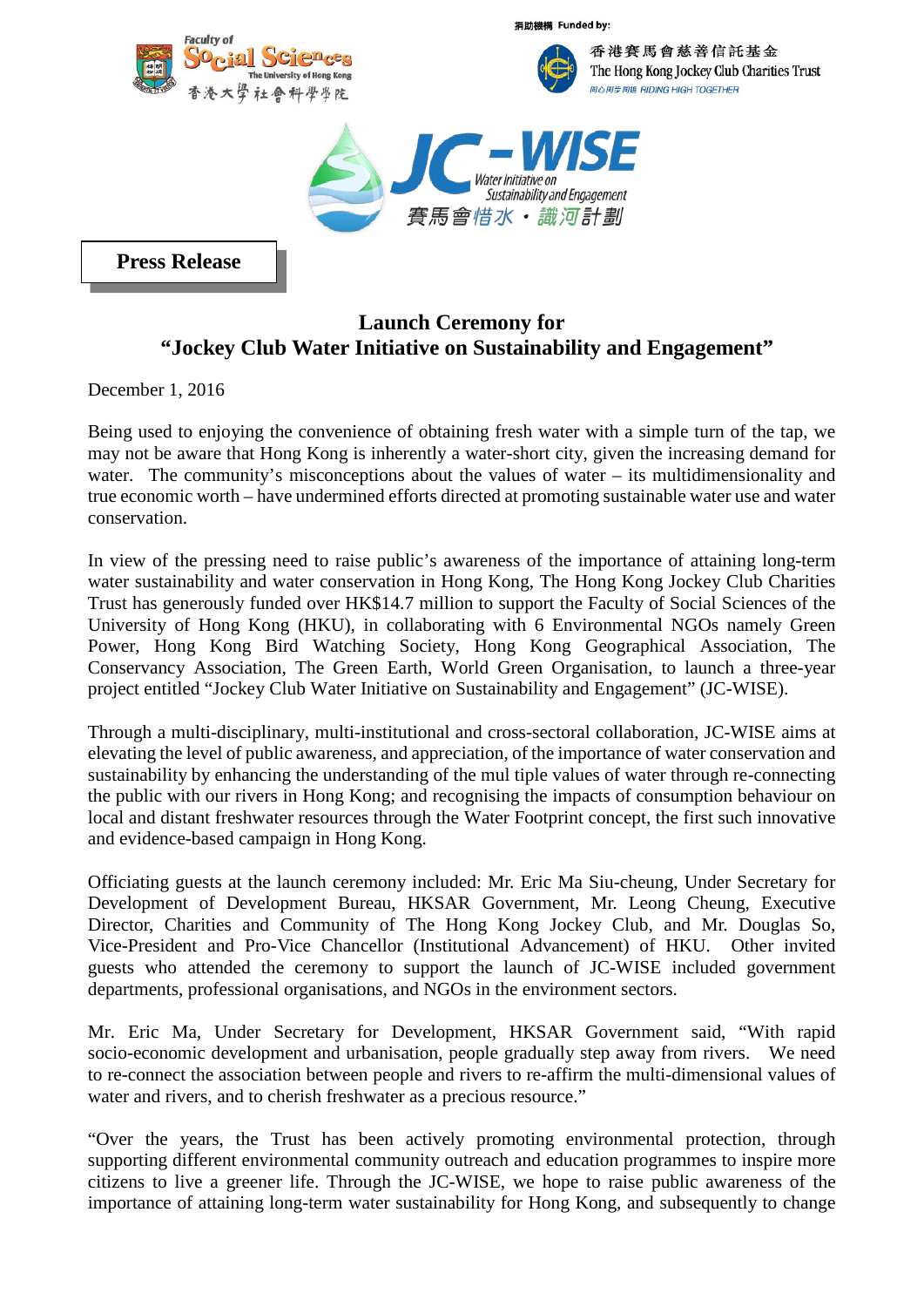Faculty of Social Sciences
The University of Hong Kong
香港大學社會科學學院

捐助機構 Funded by:

香港賽馬會慈善信託基金
The Hong Kong Jockey Club Charities Trust
同心同步同進 RIDING HIGH TOGETHER

JC-WISE
Water initiative on Sustainability and Engagement
賽馬會惜水・識河計劃

**Press Release**

## Launch Ceremony for
## "Jockey Club Water Initiative on Sustainability and Engagement"

December 1, 2016

Being used to enjoying the convenience of obtaining fresh water with a simple turn of the tap, we may not be aware that Hong Kong is inherently a water-short city, given the increasing demand for water. The community's misconceptions about the values of water – its multidimensionality and true economic worth – have undermined efforts directed at promoting sustainable water use and water conservation.

In view of the pressing need to raise public's awareness of the importance of attaining long-term water sustainability and water conservation in Hong Kong, The Hong Kong Jockey Club Charities Trust has generously funded over HK$14.7 million to support the Faculty of Social Sciences of the University of Hong Kong (HKU), in collaborating with 6 Environmental NGOs namely Green Power, Hong Kong Bird Watching Society, Hong Kong Geographical Association, The Conservancy Association, The Green Earth, World Green Organisation, to launch a three-year project entitled "Jockey Club Water Initiative on Sustainability and Engagement" (JC-WISE).

Through a multi-disciplinary, multi-institutional and cross-sectoral collaboration, JC-WISE aims at elevating the level of public awareness, and appreciation, of the importance of water conservation and sustainability by enhancing the understanding of the mul tiple values of water through re-connecting the public with our rivers in Hong Kong; and recognising the impacts of consumption behaviour on local and distant freshwater resources through the Water Footprint concept, the first such innovative and evidence-based campaign in Hong Kong.

Officiating guests at the launch ceremony included: Mr. Eric Ma Siu-cheung, Under Secretary for Development of Development Bureau, HKSAR Government, Mr. Leong Cheung, Executive Director, Charities and Community of The Hong Kong Jockey Club, and Mr. Douglas So, Vice-President and Pro-Vice Chancellor (Institutional Advancement) of HKU. Other invited guests who attended the ceremony to support the launch of JC-WISE included government departments, professional organisations, and NGOs in the environment sectors.

Mr. Eric Ma, Under Secretary for Development, HKSAR Government said, "With rapid socio-economic development and urbanisation, people gradually step away from rivers. We need to re-connect the association between people and rivers to re-affirm the multi-dimensional values of water and rivers, and to cherish freshwater as a precious resource."

"Over the years, the Trust has been actively promoting environmental protection, through supporting different environmental community outreach and education programmes to inspire more citizens to live a greener life. Through the JC-WISE, we hope to raise public awareness of the importance of attaining long-term water sustainability for Hong Kong, and subsequently to change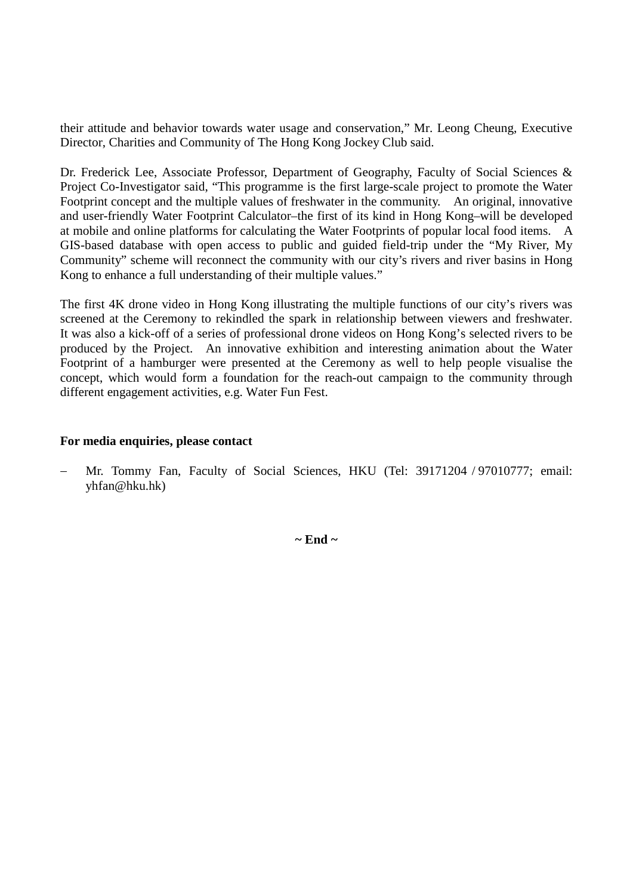their attitude and behavior towards water usage and conservation," Mr. Leong Cheung, Executive Director, Charities and Community of The Hong Kong Jockey Club said.

Dr. Frederick Lee, Associate Professor, Department of Geography, Faculty of Social Sciences & Project Co-Investigator said, "This programme is the first large-scale project to promote the Water Footprint concept and the multiple values of freshwater in the community. An original, innovative and user-friendly Water Footprint Calculator–the first of its kind in Hong Kong–will be developed at mobile and online platforms for calculating the Water Footprints of popular local food items. A GIS-based database with open access to public and guided field-trip under the "My River, My Community" scheme will reconnect the community with our city's rivers and river basins in Hong Kong to enhance a full understanding of their multiple values."

The first 4K drone video in Hong Kong illustrating the multiple functions of our city's rivers was screened at the Ceremony to rekindled the spark in relationship between viewers and freshwater. It was also a kick-off of a series of professional drone videos on Hong Kong's selected rivers to be produced by the Project. An innovative exhibition and interesting animation about the Water Footprint of a hamburger were presented at the Ceremony as well to help people visualise the concept, which would form a foundation for the reach-out campaign to the community through different engagement activities, e.g. Water Fun Fest.

**For media enquiries, please contact**

- Mr. Tommy Fan, Faculty of Social Sciences, HKU (Tel: 39171204 / 97010777; email: yhfan@hku.hk)

**~ End ~**